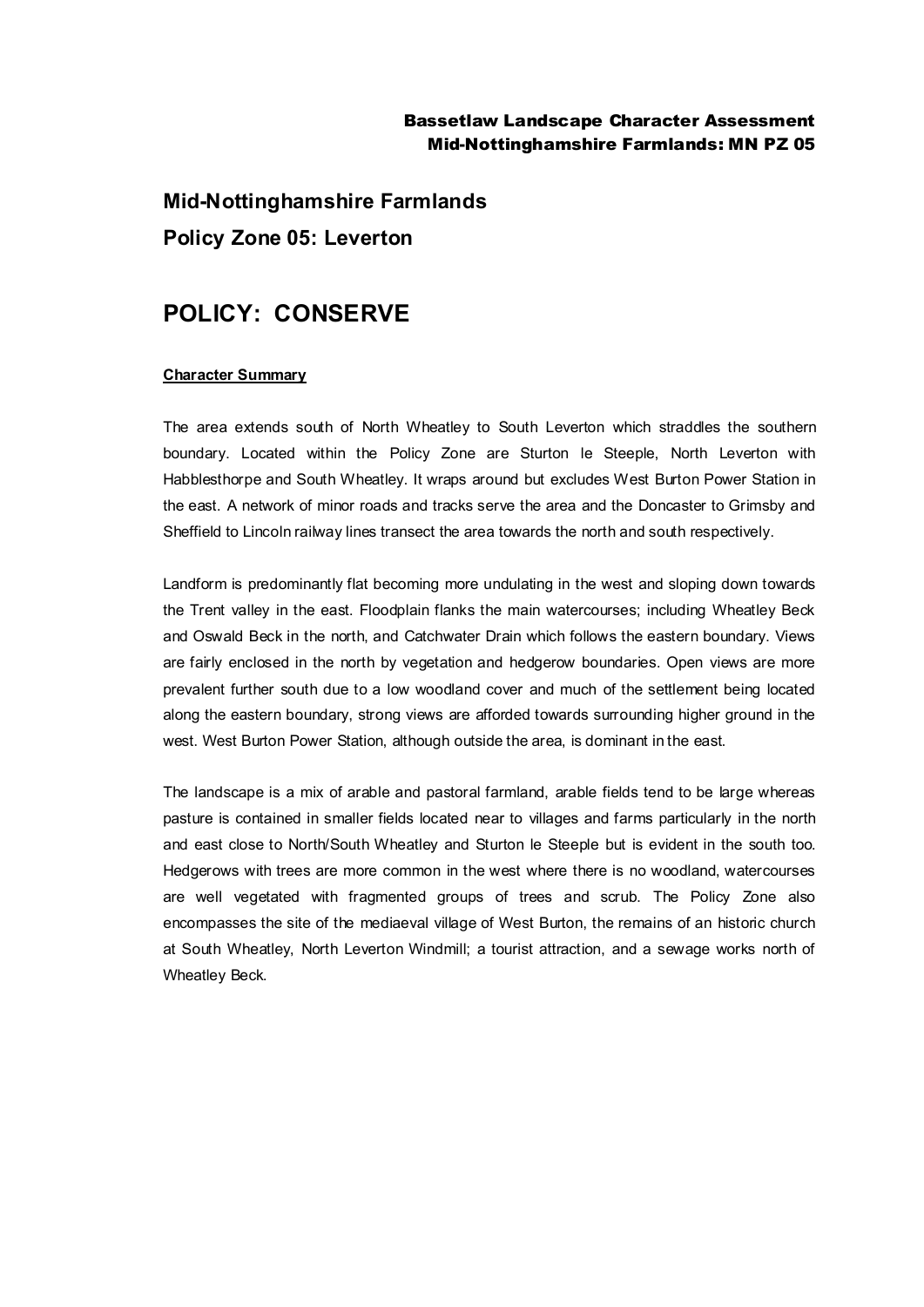# Mid-Nottinghamshire Farmlands

## Policy Zone 05: Leverton

# POLICY: CONSERVE

**Character Summary**

The area extends south of North Wheatley to South Leverton which straddles the southern boundary. Located within the Policy Zone are Sturton le Steeple, North Leverton with Habblesthorpe and South Wheatley. It wraps around but excludes West Burton Power Station in the east. A network of minor roads and tracks serve the area and the Doncaster to Grimsby and Sheffield to Lincoln railway lines transect the area towards the north and south respectively.

Landform is predominantly flat becoming more undulating in the west and sloping down towards the Trent valley in the east. Floodplain flanks the main watercourses; including Wheatley Beck and Oswald Beck in the north, and Catchwater Drain which follows the eastern boundary. Views are fairly enclosed in the north by vegetation and hedgerow boundaries. Open views are more prevalent further south due to a low woodland cover and much of the settlement being located along the eastern boundary, strong views are afforded towards surrounding higher ground in the west. West Burton Power Station, although outside the area, is dominant in the east.

The landscape is a mix of arable and pastoral farmland, arable fields tend to be large whereas pasture is contained in smaller fields located near to villages and farms particularly in the north and east close to North/South Wheatley and Sturton le Steeple but is evident in the south too. Hedgerows with trees are more common in the west where there is no woodland, watercourses are well vegetated with fragmented groups of trees and scrub. The Policy Zone also encompasses the site of the mediaeval village of West Burton, the remains of an historic church at South Wheatley, North Leverton Windmill; a tourist attraction, and a sewage works north of Wheatley Beck.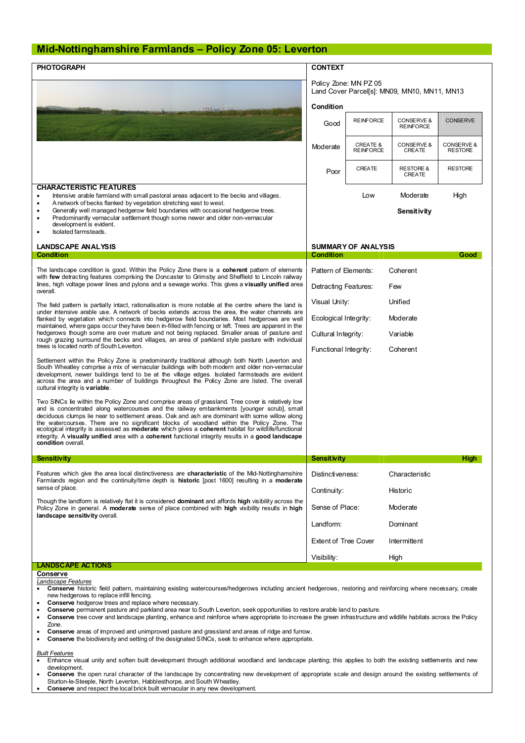# Mid-Nottinghamshire Farmlands – Policy Zone 05: Leverton

## PHOTOGRAPH

## CONTEXT

Policy Zone: MN PZ 05
Land Cover Parcel[s]: MN09, MN10, MN11, MN13

**Condition**

| Condition | Low | Moderate | High |
|---|---|---|---|
| Good | REINFORCE | CONSERVE & REINFORCE | CONSERVE |
| Moderate | CREATE & REINFORCE | CONSERVE & CREATE | CONSERVE & RESTORE |
| Poor | CREATE | RESTORE & CREATE | RESTORE |
| | | **Sensitivity** | |

## CHARACTERISTIC FEATURES

- Intensive arable farmland with small pastoral areas adjacent to the becks and villages.
- A network of becks flanked by vegetation stretching east to west.
- Generally well managed hedgerow field boundaries with occasional hedgerow trees.
- Predominantly vernacular settlement though some newer and older non-vernacular development is evident.
- Isolated farmsteads.

## LANDSCAPE ANALYSIS

### Condition

The landscape condition is good. Within the Policy Zone there is a **coherent** pattern of elements with **few** detracting features comprising the Doncaster to Grimsby and Sheffield to Lincoln railway lines, high voltage power lines and pylons and a sewage works. This gives a **visually unified** area overall.

The field pattern is partially intact, rationalisation is more notable at the centre where the land is under intensive arable use. A network of becks extends across the area, the water channels are flanked by vegetation which connects into hedgerow field boundaries. Most hedgerows are well maintained, where gaps occur they have been in-filled with fencing or left. Trees are apparent in the hedgerows though some are over mature and not being replaced. Smaller areas of pasture and rough grazing surround the becks and villages, an area of parkland style pasture with individual trees is located north of South Leverton.

Settlement within the Policy Zone is predominantly traditional although both North Leverton and South Wheatley comprise a mix of vernacular buildings with both modern and older non-vernacular development, newer buildings tend to be at the village edges. Isolated farmsteads are evident across the area and a number of buildings throughout the Policy Zone are listed. The overall cultural integrity is **variable**.

Two SINCs lie within the Policy Zone and comprise areas of grassland. Tree cover is relatively low and is concentrated along watercourses and the railway embankments [younger scrub], small deciduous clumps lie near to settlement areas. Oak and ash are dominant with some willow along the watercourses. There are no significant blocks of woodland within the Policy Zone. The ecological integrity is assessed as **moderate** which gives a **coherent** habitat for wildlife/functional integrity. A **visually unified** area with a **coherent** functional integrity results in a **good landscape condition** overall.

## SUMMARY OF ANALYSIS

| Condition | Good |
|---|---|
| Pattern of Elements: | Coherent |
| Detracting Features: | Few |
| Visual Unity: | Unified |
| Ecological Integrity: | Moderate |
| Cultural Integrity: | Variable |
| Functional Integrity: | Coherent |

### Sensitivity

Features which give the area local distinctiveness are **characteristic** of the Mid-Nottinghamshire Farmlands region and the continuity/time depth is **historic** [post 1600] resulting in a **moderate** sense of place.

Though the landform is relatively flat it is considered **dominant** and affords **high** visibility across the Policy Zone in general. A **moderate** sense of place combined with **high** visibility results in **high landscape sensitivity** overall.

| Sensitivity | High |
|---|---|
| Distinctiveness: | Characteristic |
| Continuity: | Historic |
| Sense of Place: | Moderate |
| Landform: | Dominant |
| Extent of Tree Cover | Intermittent |
| Visibility: | High |

## LANDSCAPE ACTIONS

### Conserve

*Landscape Features*

- **Conserve** historic field pattern, maintaining existing watercourses/hedgerows including ancient hedgerows, restoring and reinforcing where necessary, create new hedgerows to replace infill fencing.
- **Conserve** hedgerow trees and replace where necessary.
- **Conserve** permanent pasture and parkland area near to South Leverton, seek opportunities to restore arable land to pasture.
- **Conserve** tree cover and landscape planting, enhance and reinforce where appropriate to increase the green infrastructure and wildlife habitats across the Policy Zone.
- **Conserve** areas of improved and unimproved pasture and grassland and areas of ridge and furrow.
- **Conserve** the biodiversity and setting of the designated SINCs, seek to enhance where appropriate.

*Built Features*

- Enhance visual unity and soften built development through additional woodland and landscape planting; this applies to both the existing settlements and new development.
- **Conserve** the open rural character of the landscape by concentrating new development of appropriate scale and design around the existing settlements of Sturton-le-Steeple, North Leverton, Habblesthorpe, and South Wheatley.
- **Conserve** and respect the local brick built vernacular in any new development.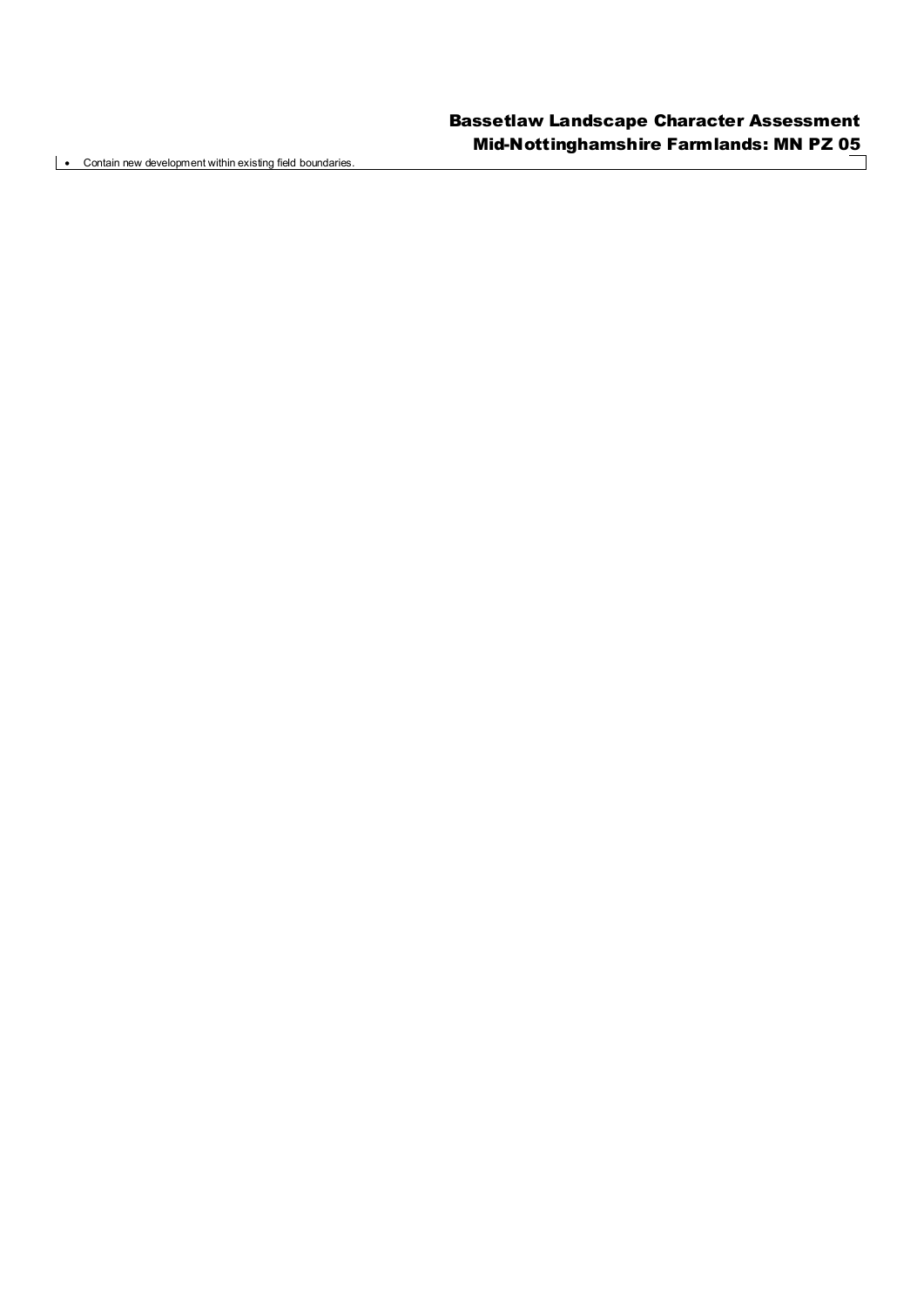- Contain new development within existing field boundaries.